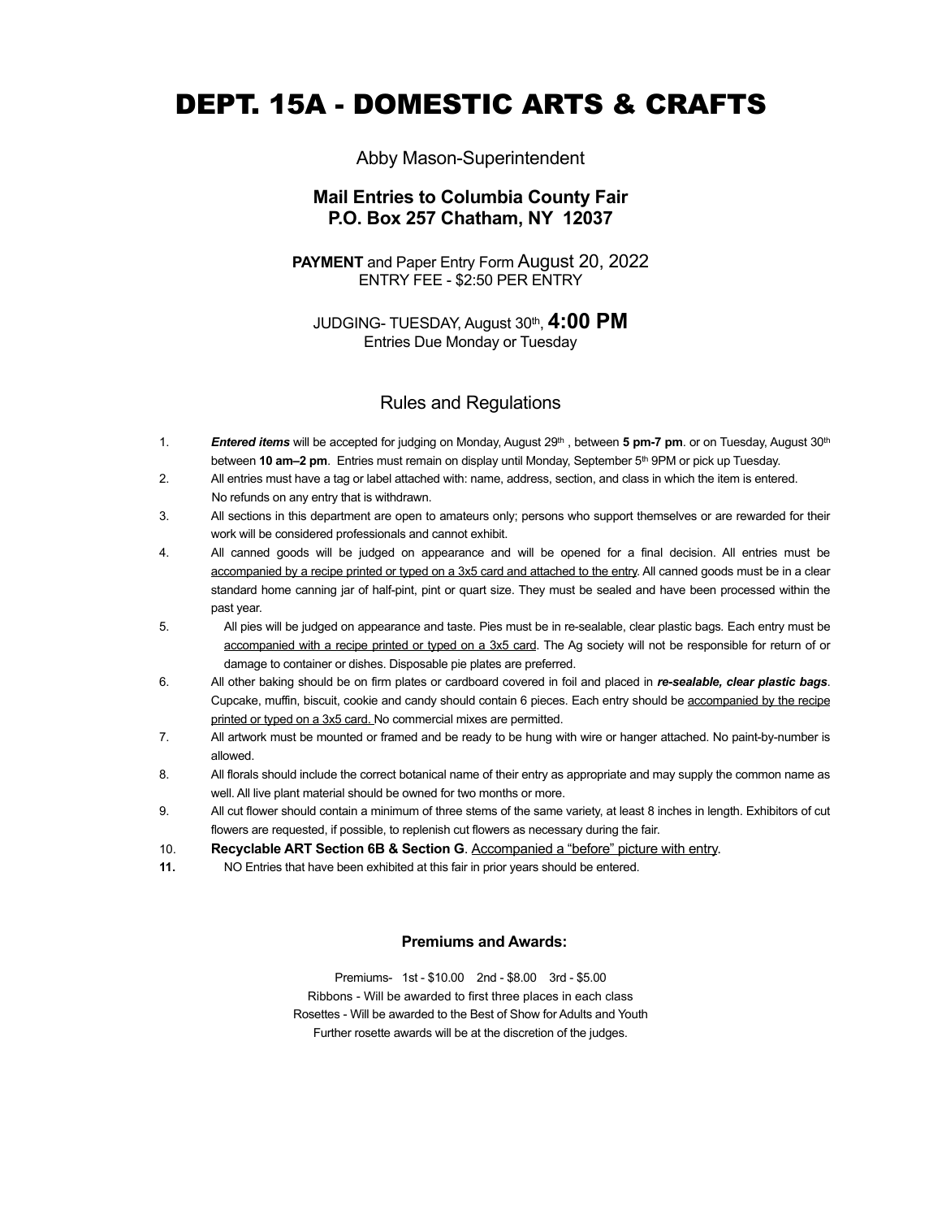# DEPT. 15A - DOMESTIC ARTS & CRAFTS

Abby Mason-Superintendent

**Mail Entries to Columbia County Fair**
**P.O. Box 257 Chatham, NY 12037**

**PAYMENT** and Paper Entry Form August 20, 2022
ENTRY FEE - $2:50 PER ENTRY

JUDGING- TUESDAY, August 30th, **4:00 PM**
Entries Due Monday or Tuesday

## Rules and Regulations

1. ***Entered items*** will be accepted for judging on Monday, August 29th, between **5 pm-7 pm**. or on Tuesday, August 30th between **10 am–2 pm**. Entries must remain on display until Monday, September 5th 9PM or pick up Tuesday.
2. All entries must have a tag or label attached with: name, address, section, and class in which the item is entered. No refunds on any entry that is withdrawn.
3. All sections in this department are open to amateurs only; persons who support themselves or are rewarded for their work will be considered professionals and cannot exhibit.
4. All canned goods will be judged on appearance and will be opened for a final decision. All entries must be accompanied by a recipe printed or typed on a 3x5 card and attached to the entry. All canned goods must be in a clear standard home canning jar of half-pint, pint or quart size. They must be sealed and have been processed within the past year.
5. All pies will be judged on appearance and taste. Pies must be in re-sealable, clear plastic bags. Each entry must be accompanied with a recipe printed or typed on a 3x5 card. The Ag society will not be responsible for return of or damage to container or dishes. Disposable pie plates are preferred.
6. All other baking should be on firm plates or cardboard covered in foil and placed in ***re-sealable, clear plastic bags***. Cupcake, muffin, biscuit, cookie and candy should contain 6 pieces. Each entry should be accompanied by the recipe printed or typed on a 3x5 card. No commercial mixes are permitted.
7. All artwork must be mounted or framed and be ready to be hung with wire or hanger attached. No paint-by-number is allowed.
8. All florals should include the correct botanical name of their entry as appropriate and may supply the common name as well. All live plant material should be owned for two months or more.
9. All cut flower should contain a minimum of three stems of the same variety, at least 8 inches in length. Exhibitors of cut flowers are requested, if possible, to replenish cut flowers as necessary during the fair.
10. **Recyclable ART Section 6B & Section G**. Accompanied a "before" picture with entry.
11. NO Entries that have been exhibited at this fair in prior years should be entered.

**Premiums and Awards:**

Premiums- 1st - $10.00 2nd - $8.00 3rd - $5.00
Ribbons - Will be awarded to first three places in each class
Rosettes - Will be awarded to the Best of Show for Adults and Youth
Further rosette awards will be at the discretion of the judges.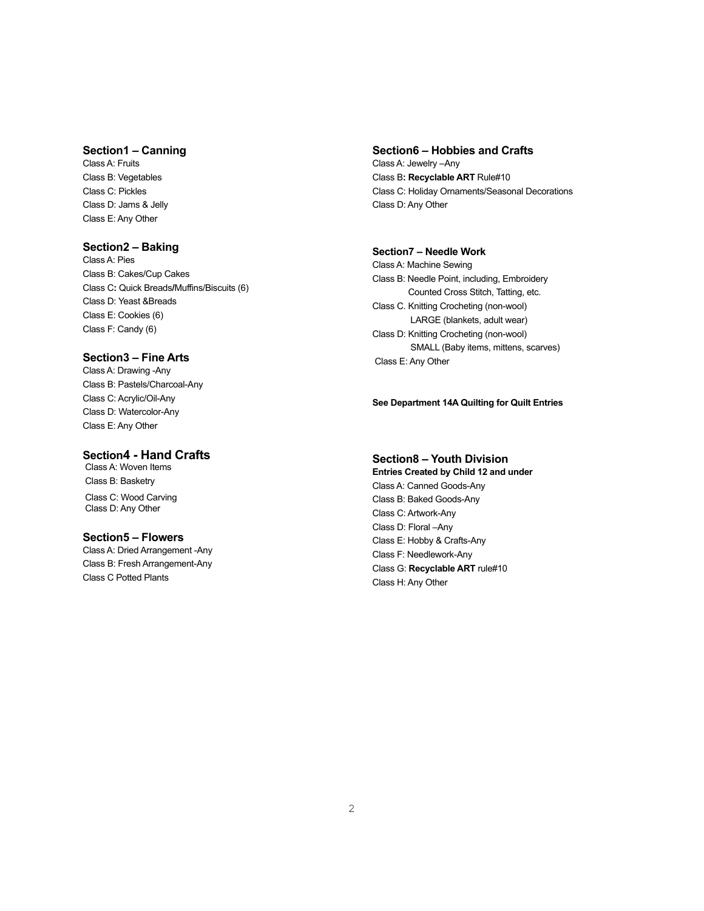## Section1 – Canning

Class A: Fruits
Class B: Vegetables
Class C: Pickles
Class D: Jams & Jelly
Class E: Any Other

## Section2 – Baking

Class A: Pies
Class B: Cakes/Cup Cakes
Class C**:** Quick Breads**/**Muffins/Biscuits (6)
Class D: Yeast &Breads
Class E: Cookies (6)
Class F: Candy (6)

## Section3 – Fine Arts

Class A: Drawing -Any
Class B: Pastels/Charcoal-Any
Class C: Acrylic/Oil-Any
Class D: Watercolor-Any
Class E: Any Other

## Section4 - Hand Crafts

Class A: Woven Items
Class B: Basketry
Class C: Wood Carving
Class D: Any Other

## Section5 – Flowers

Class A: Dried Arrangement -Any
Class B: Fresh Arrangement-Any
Class C Potted Plants

## Section6 – Hobbies and Crafts

Class A: Jewelry –Any
Class B**: Recyclable ART** Rule#10
Class C: Holiday Ornaments/Seasonal Decorations
Class D: Any Other

## Section7 – Needle Work

Class A: Machine Sewing
Class B: Needle Point, including, Embroidery Counted Cross Stitch, Tatting, etc.
Class C. Knitting Crocheting (non-wool) LARGE (blankets, adult wear)
Class D: Knitting Crocheting (non-wool) SMALL (Baby items, mittens, scarves)
Class E: Any Other

**See Department 14A Quilting for Quilt Entries**

## Section8 – Youth Division

**Entries Created by Child 12 and under**

Class A: Canned Goods-Any
Class B: Baked Goods-Any
Class C: Artwork-Any
Class D: Floral –Any
Class E: Hobby & Crafts-Any
Class F: Needlework-Any
Class G: **Recyclable ART** rule#10
Class H: Any Other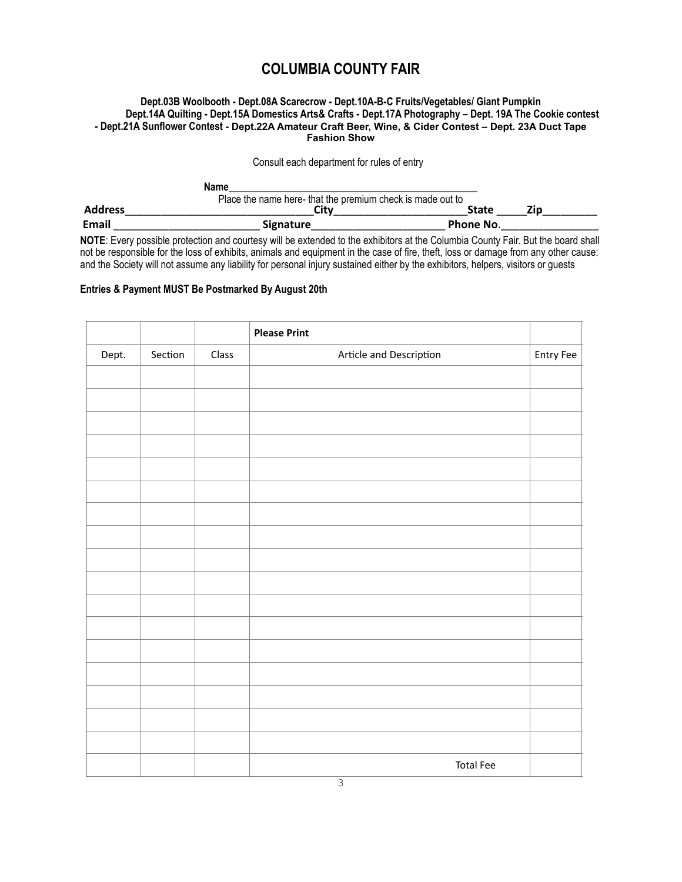# COLUMBIA COUNTY FAIR

**Dept.03B Woolbooth - Dept.08A Scarecrow - Dept.10A-B-C Fruits/Vegetables/ Giant Pumpkin**
**Dept.14A Quilting - Dept.15A Domestics Arts& Crafts - Dept.17A Photography – Dept. 19A The Cookie contest**
**- Dept.21A Sunflower Contest - Dept.22A Amateur Craft Beer, Wine, & Cider Contest – Dept. 23A Duct Tape Fashion Show**

Consult each department for rules of entry

**Name**_______________________________________________
Place the name here- that the premium check is made out to

**Address**_______________________________**City**______________________**State** _____**Zip**_________

**Email** _________________________ **Signature**______________________ **Phone No**.________________

**NOTE**: Every possible protection and courtesy will be extended to the exhibitors at the Columbia County Fair. But the board shall not be responsible for the loss of exhibits, animals and equipment in the case of fire, theft, loss or damage from any other cause: and the Society will not assume any liability for personal injury sustained either by the exhibitors, helpers, visitors or guests

**Entries & Payment MUST Be Postmarked By August 20th**

| | | | **Please Print** | |
|---|---|---|---|---|
| Dept. | Section | Class | Article and Description | Entry Fee |
| | | | | |
| | | | | |
| | | | | |
| | | | | |
| | | | | |
| | | | | |
| | | | | |
| | | | | |
| | | | | |
| | | | | |
| | | | | |
| | | | | |
| | | | | |
| | | | | |
| | | | | |
| | | | | |
| | | | | |
| | | | Total Fee | |